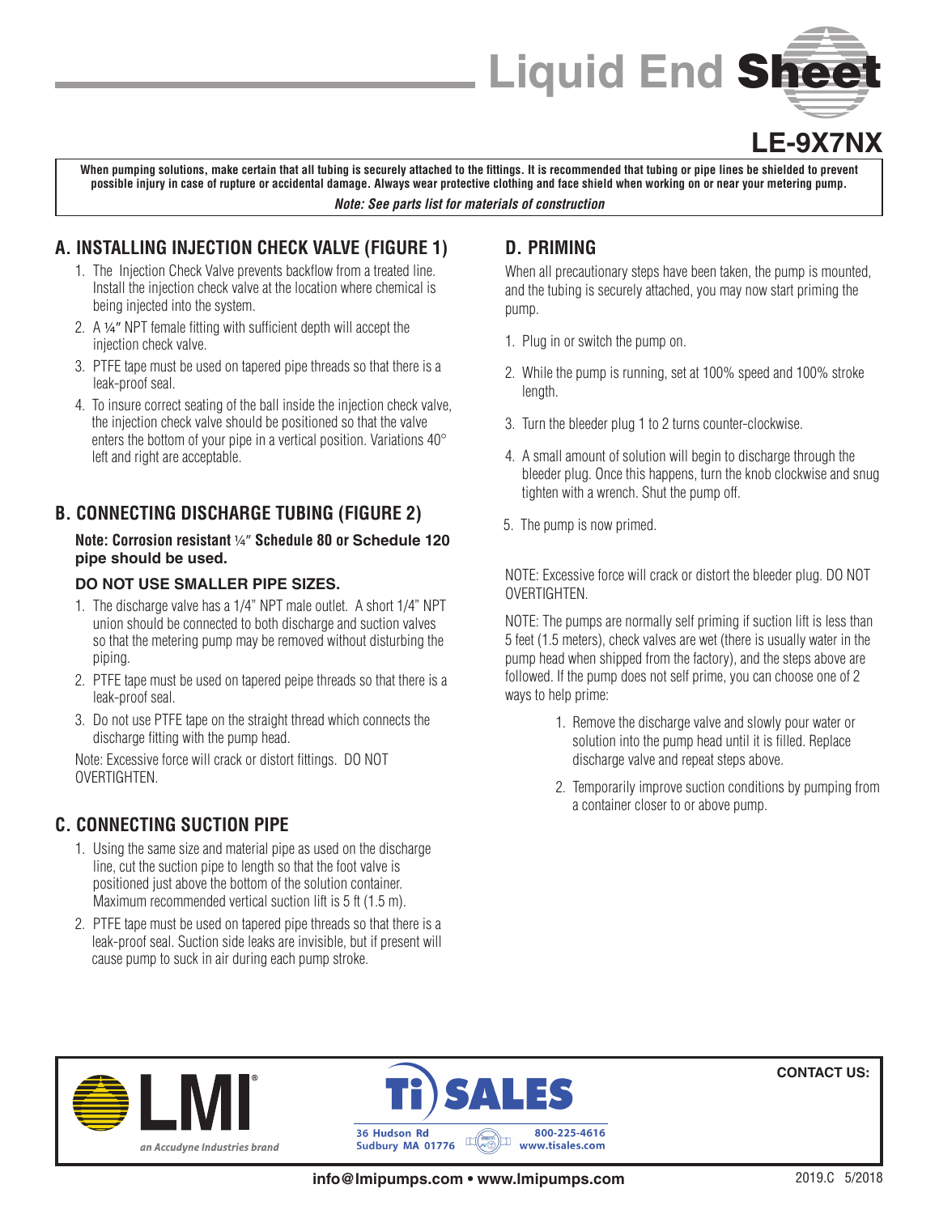# Liquid End Sheet

## LE-9X7NX

**When pumping solutions, make certain that all tubing is securely attached to the fittings. It is recommended that tubing or pipe lines be shielded to prevent possible injury in case of rupture or accidental damage. Always wear protective clothing and face shield when working on or near your metering pump.**

***Note: See parts list for materials of construction***

## A. INSTALLING INJECTION CHECK VALVE (FIGURE 1)

1. The Injection Check Valve prevents backflow from a treated line. Install the injection check valve at the location where chemical is being injected into the system.
2. A ¼" NPT female fitting with sufficient depth will accept the injection check valve.
3. PTFE tape must be used on tapered pipe threads so that there is a leak-proof seal.
4. To insure correct seating of the ball inside the injection check valve, the injection check valve should be positioned so that the valve enters the bottom of your pipe in a vertical position. Variations 40° left and right are acceptable.

## B. CONNECTING DISCHARGE TUBING (FIGURE 2)

**Note: Corrosion resistant ¼" Schedule 80 or Schedule 120 pipe should be used.**

**DO NOT USE SMALLER PIPE SIZES.**

1. The discharge valve has a 1/4" NPT male outlet. A short 1/4" NPT union should be connected to both discharge and suction valves so that the metering pump may be removed without disturbing the piping.
2. PTFE tape must be used on tapered peipe threads so that there is a leak-proof seal.
3. Do not use PTFE tape on the straight thread which connects the discharge fitting with the pump head.

Note: Excessive force will crack or distort fittings. DO NOT OVERTIGHTEN.

## C. CONNECTING SUCTION PIPE

1. Using the same size and material pipe as used on the discharge line, cut the suction pipe to length so that the foot valve is positioned just above the bottom of the solution container. Maximum recommended vertical suction lift is 5 ft (1.5 m).
2. PTFE tape must be used on tapered pipe threads so that there is a leak-proof seal. Suction side leaks are invisible, but if present will cause pump to suck in air during each pump stroke.

## D. PRIMING

When all precautionary steps have been taken, the pump is mounted, and the tubing is securely attached, you may now start priming the pump.

1. Plug in or switch the pump on.
2. While the pump is running, set at 100% speed and 100% stroke length.
3. Turn the bleeder plug 1 to 2 turns counter-clockwise.
4. A small amount of solution will begin to discharge through the bleeder plug. Once this happens, turn the knob clockwise and snug tighten with a wrench. Shut the pump off.
5. The pump is now primed.

NOTE: Excessive force will crack or distort the bleeder plug. DO NOT OVERTIGHTEN.

NOTE: The pumps are normally self priming if suction lift is less than 5 feet (1.5 meters), check valves are wet (there is usually water in the pump head when shipped from the factory), and the steps above are followed. If the pump does not self prime, you can choose one of 2 ways to help prime:

1. Remove the discharge valve and slowly pour water or solution into the pump head until it is filled. Replace discharge valve and repeat steps above.
2. Temporarily improve suction conditions by pumping from a container closer to or above pump.

LMI® *an Accudyne Industries brand*

Ti SALES
36 Hudson Rd
Sudbury MA 01776
800-225-4616
www.tisales.com

**CONTACT US:**

**info@lmipumps.com • www.lmipumps.com**

2019.C 5/2018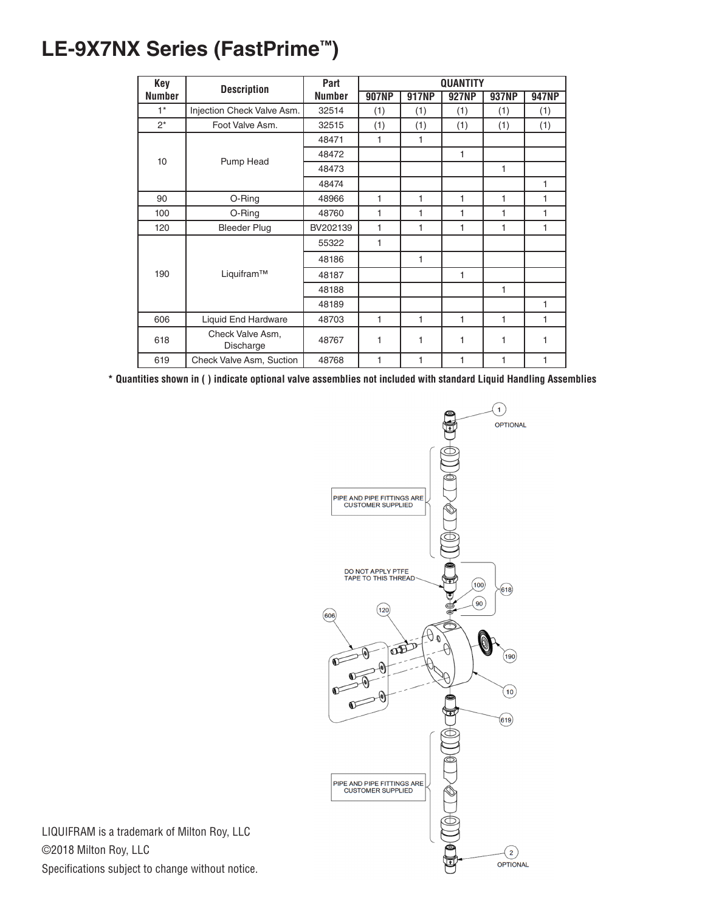# LE-9X7NX Series (FastPrime™)

| Key Number | Description | Part Number | QUANTITY | | | | |
|---|---|---|---|---|---|---|---|
| | | | 907NP | 917NP | 927NP | 937NP | 947NP |
| 1* | Injection Check Valve Asm. | 32514 | (1) | (1) | (1) | (1) | (1) |
| 2* | Foot Valve Asm. | 32515 | (1) | (1) | (1) | (1) | (1) |
| 10 | Pump Head | 48471 | 1 | 1 | | | |
| | | 48472 | | | 1 | | |
| | | 48473 | | | | 1 | |
| | | 48474 | | | | | 1 |
| 90 | O-Ring | 48966 | 1 | 1 | 1 | 1 | 1 |
| 100 | O-Ring | 48760 | 1 | 1 | 1 | 1 | 1 |
| 120 | Bleeder Plug | BV202139 | 1 | 1 | 1 | 1 | 1 |
| 190 | Liquifram™ | 55322 | 1 | | | | |
| | | 48186 | | 1 | | | |
| | | 48187 | | | 1 | | |
| | | 48188 | | | | 1 | |
| | | 48189 | | | | | 1 |
| 606 | Liquid End Hardware | 48703 | 1 | 1 | 1 | 1 | 1 |
| 618 | Check Valve Asm, Discharge | 48767 | 1 | 1 | 1 | 1 | 1 |
| 619 | Check Valve Asm, Suction | 48768 | 1 | 1 | 1 | 1 | 1 |

**\* Quantities shown in ( ) indicate optional valve assemblies not included with standard Liquid Handling Assemblies**

1
OPTIONAL
PIPE AND PIPE FITTINGS ARE CUSTOMER SUPPLIED
DO NOT APPLY PTFE TAPE TO THIS THREAD
100
618
90
120
606
190
10
619
PIPE AND PIPE FITTINGS ARE CUSTOMER SUPPLIED
2
OPTIONAL

LIQUIFRAM is a trademark of Milton Roy, LLC
©2018 Milton Roy, LLC
Specifications subject to change without notice.